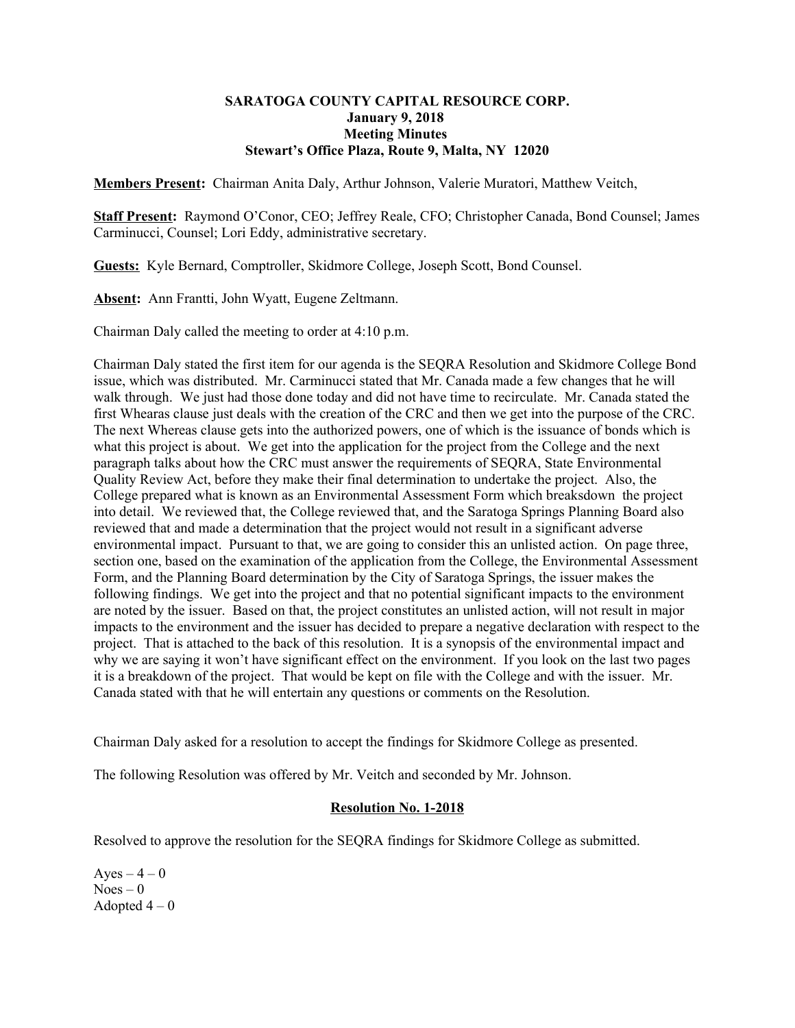**SARATOGA COUNTY CAPITAL RESOURCE CORP.**
**January 9, 2018**
**Meeting Minutes**
**Stewart's Office Plaza, Route 9, Malta, NY 12020**

**Members Present:** Chairman Anita Daly, Arthur Johnson, Valerie Muratori, Matthew Veitch,

**Staff Present:** Raymond O'Conor, CEO; Jeffrey Reale, CFO; Christopher Canada, Bond Counsel; James Carminucci, Counsel; Lori Eddy, administrative secretary.

**Guests:** Kyle Bernard, Comptroller, Skidmore College, Joseph Scott, Bond Counsel.

**Absent:** Ann Frantti, John Wyatt, Eugene Zeltmann.

Chairman Daly called the meeting to order at 4:10 p.m.

Chairman Daly stated the first item for our agenda is the SEQRA Resolution and Skidmore College Bond issue, which was distributed. Mr. Carminucci stated that Mr. Canada made a few changes that he will walk through. We just had those done today and did not have time to recirculate. Mr. Canada stated the first Whearas clause just deals with the creation of the CRC and then we get into the purpose of the CRC. The next Whereas clause gets into the authorized powers, one of which is the issuance of bonds which is what this project is about. We get into the application for the project from the College and the next paragraph talks about how the CRC must answer the requirements of SEQRA, State Environmental Quality Review Act, before they make their final determination to undertake the project. Also, the College prepared what is known as an Environmental Assessment Form which breaksdown the project into detail. We reviewed that, the College reviewed that, and the Saratoga Springs Planning Board also reviewed that and made a determination that the project would not result in a significant adverse environmental impact. Pursuant to that, we are going to consider this an unlisted action. On page three, section one, based on the examination of the application from the College, the Environmental Assessment Form, and the Planning Board determination by the City of Saratoga Springs, the issuer makes the following findings. We get into the project and that no potential significant impacts to the environment are noted by the issuer. Based on that, the project constitutes an unlisted action, will not result in major impacts to the environment and the issuer has decided to prepare a negative declaration with respect to the project. That is attached to the back of this resolution. It is a synopsis of the environmental impact and why we are saying it won't have significant effect on the environment. If you look on the last two pages it is a breakdown of the project. That would be kept on file with the College and with the issuer. Mr. Canada stated with that he will entertain any questions or comments on the Resolution.

Chairman Daly asked for a resolution to accept the findings for Skidmore College as presented.

The following Resolution was offered by Mr. Veitch and seconded by Mr. Johnson.

**Resolution No. 1-2018**

Resolved to approve the resolution for the SEQRA findings for Skidmore College as submitted.

Ayes – 4 – 0
Noes – 0
Adopted 4 – 0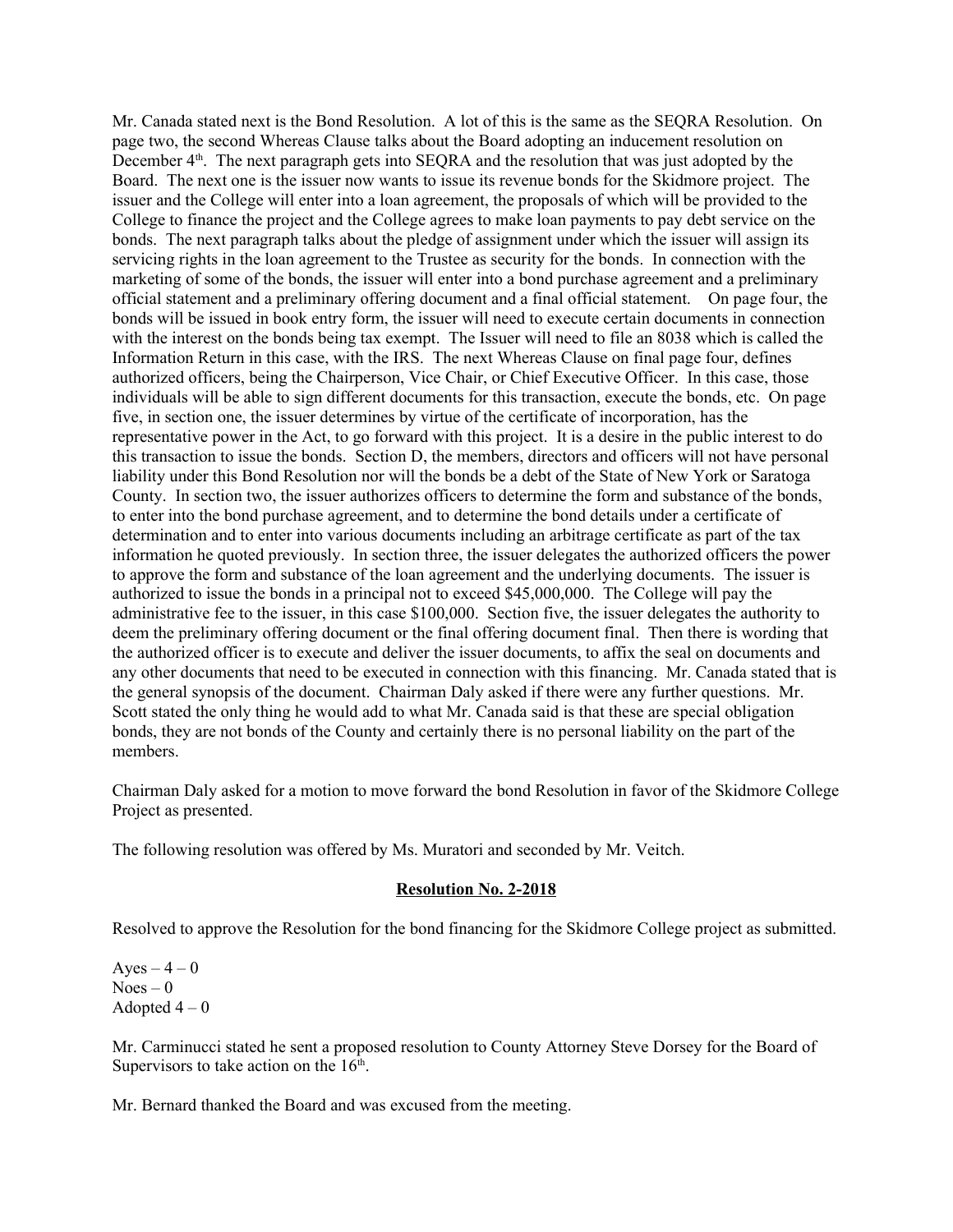Mr. Canada stated next is the Bond Resolution. A lot of this is the same as the SEQRA Resolution. On page two, the second Whereas Clause talks about the Board adopting an inducement resolution on December 4th. The next paragraph gets into SEQRA and the resolution that was just adopted by the Board. The next one is the issuer now wants to issue its revenue bonds for the Skidmore project. The issuer and the College will enter into a loan agreement, the proposals of which will be provided to the College to finance the project and the College agrees to make loan payments to pay debt service on the bonds. The next paragraph talks about the pledge of assignment under which the issuer will assign its servicing rights in the loan agreement to the Trustee as security for the bonds. In connection with the marketing of some of the bonds, the issuer will enter into a bond purchase agreement and a preliminary official statement and a preliminary offering document and a final official statement. On page four, the bonds will be issued in book entry form, the issuer will need to execute certain documents in connection with the interest on the bonds being tax exempt. The Issuer will need to file an 8038 which is called the Information Return in this case, with the IRS. The next Whereas Clause on final page four, defines authorized officers, being the Chairperson, Vice Chair, or Chief Executive Officer. In this case, those individuals will be able to sign different documents for this transaction, execute the bonds, etc. On page five, in section one, the issuer determines by virtue of the certificate of incorporation, has the representative power in the Act, to go forward with this project. It is a desire in the public interest to do this transaction to issue the bonds. Section D, the members, directors and officers will not have personal liability under this Bond Resolution nor will the bonds be a debt of the State of New York or Saratoga County. In section two, the issuer authorizes officers to determine the form and substance of the bonds, to enter into the bond purchase agreement, and to determine the bond details under a certificate of determination and to enter into various documents including an arbitrage certificate as part of the tax information he quoted previously. In section three, the issuer delegates the authorized officers the power to approve the form and substance of the loan agreement and the underlying documents. The issuer is authorized to issue the bonds in a principal not to exceed $45,000,000. The College will pay the administrative fee to the issuer, in this case $100,000. Section five, the issuer delegates the authority to deem the preliminary offering document or the final offering document final. Then there is wording that the authorized officer is to execute and deliver the issuer documents, to affix the seal on documents and any other documents that need to be executed in connection with this financing. Mr. Canada stated that is the general synopsis of the document. Chairman Daly asked if there were any further questions. Mr. Scott stated the only thing he would add to what Mr. Canada said is that these are special obligation bonds, they are not bonds of the County and certainly there is no personal liability on the part of the members.

Chairman Daly asked for a motion to move forward the bond Resolution in favor of the Skidmore College Project as presented.

The following resolution was offered by Ms. Muratori and seconded by Mr. Veitch.

**Resolution No. 2-2018**

Resolved to approve the Resolution for the bond financing for the Skidmore College project as submitted.

Ayes – 4 – 0
Noes – 0
Adopted 4 – 0

Mr. Carminucci stated he sent a proposed resolution to County Attorney Steve Dorsey for the Board of Supervisors to take action on the 16th.

Mr. Bernard thanked the Board and was excused from the meeting.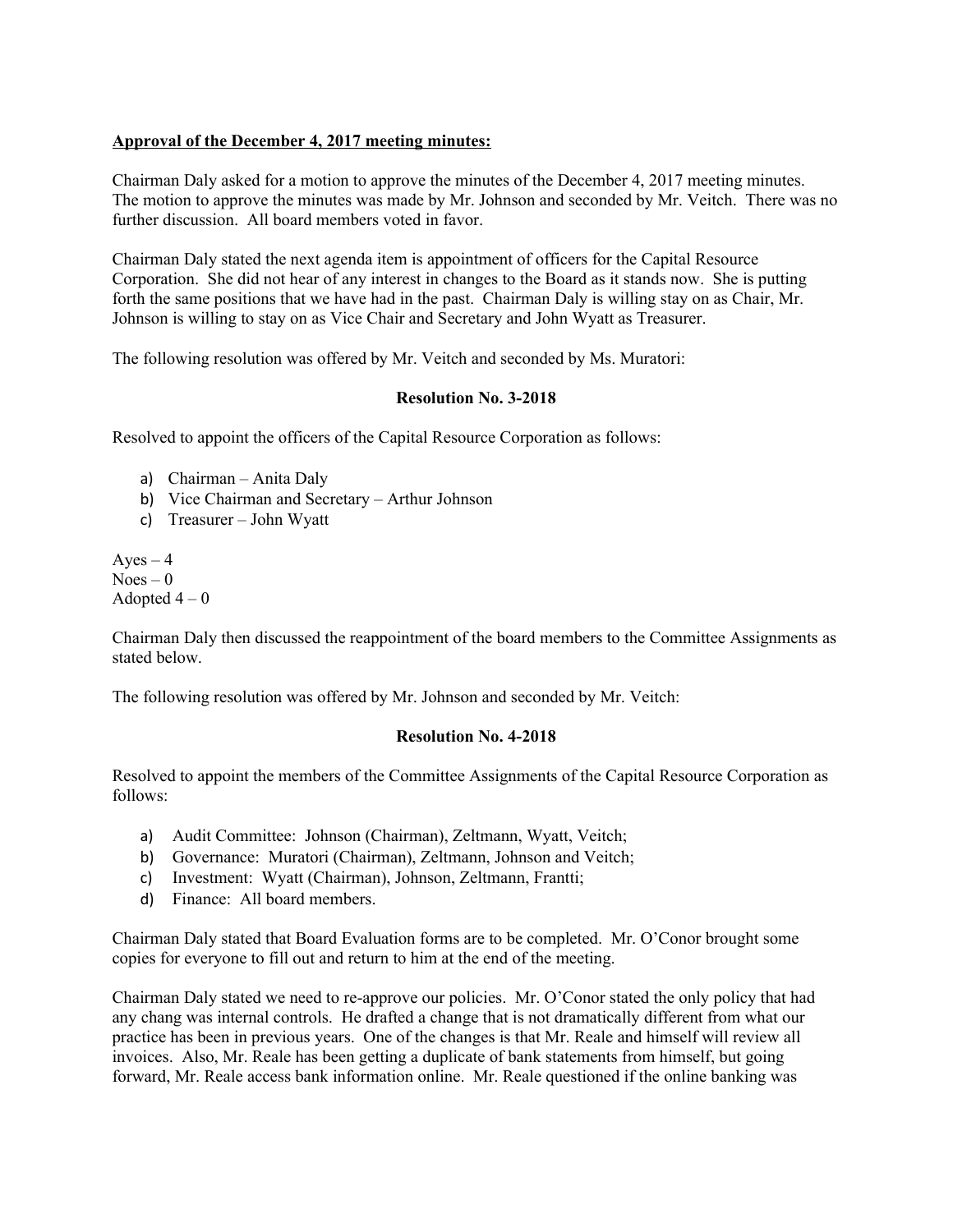**Approval of the December 4, 2017 meeting minutes:**

Chairman Daly asked for a motion to approve the minutes of the December 4, 2017 meeting minutes. The motion to approve the minutes was made by Mr. Johnson and seconded by Mr. Veitch. There was no further discussion. All board members voted in favor.

Chairman Daly stated the next agenda item is appointment of officers for the Capital Resource Corporation. She did not hear of any interest in changes to the Board as it stands now. She is putting forth the same positions that we have had in the past. Chairman Daly is willing stay on as Chair, Mr. Johnson is willing to stay on as Vice Chair and Secretary and John Wyatt as Treasurer.

The following resolution was offered by Mr. Veitch and seconded by Ms. Muratori:

**Resolution No. 3-2018**

Resolved to appoint the officers of the Capital Resource Corporation as follows:

a) Chairman – Anita Daly
b) Vice Chairman and Secretary – Arthur Johnson
c) Treasurer – John Wyatt

Ayes – 4
Noes – 0
Adopted 4 – 0

Chairman Daly then discussed the reappointment of the board members to the Committee Assignments as stated below.

The following resolution was offered by Mr. Johnson and seconded by Mr. Veitch:

**Resolution No. 4-2018**

Resolved to appoint the members of the Committee Assignments of the Capital Resource Corporation as follows:

a) Audit Committee: Johnson (Chairman), Zeltmann, Wyatt, Veitch;
b) Governance: Muratori (Chairman), Zeltmann, Johnson and Veitch;
c) Investment: Wyatt (Chairman), Johnson, Zeltmann, Frantti;
d) Finance: All board members.

Chairman Daly stated that Board Evaluation forms are to be completed. Mr. O'Conor brought some copies for everyone to fill out and return to him at the end of the meeting.

Chairman Daly stated we need to re-approve our policies. Mr. O'Conor stated the only policy that had any chang was internal controls. He drafted a change that is not dramatically different from what our practice has been in previous years. One of the changes is that Mr. Reale and himself will review all invoices. Also, Mr. Reale has been getting a duplicate of bank statements from himself, but going forward, Mr. Reale access bank information online. Mr. Reale questioned if the online banking was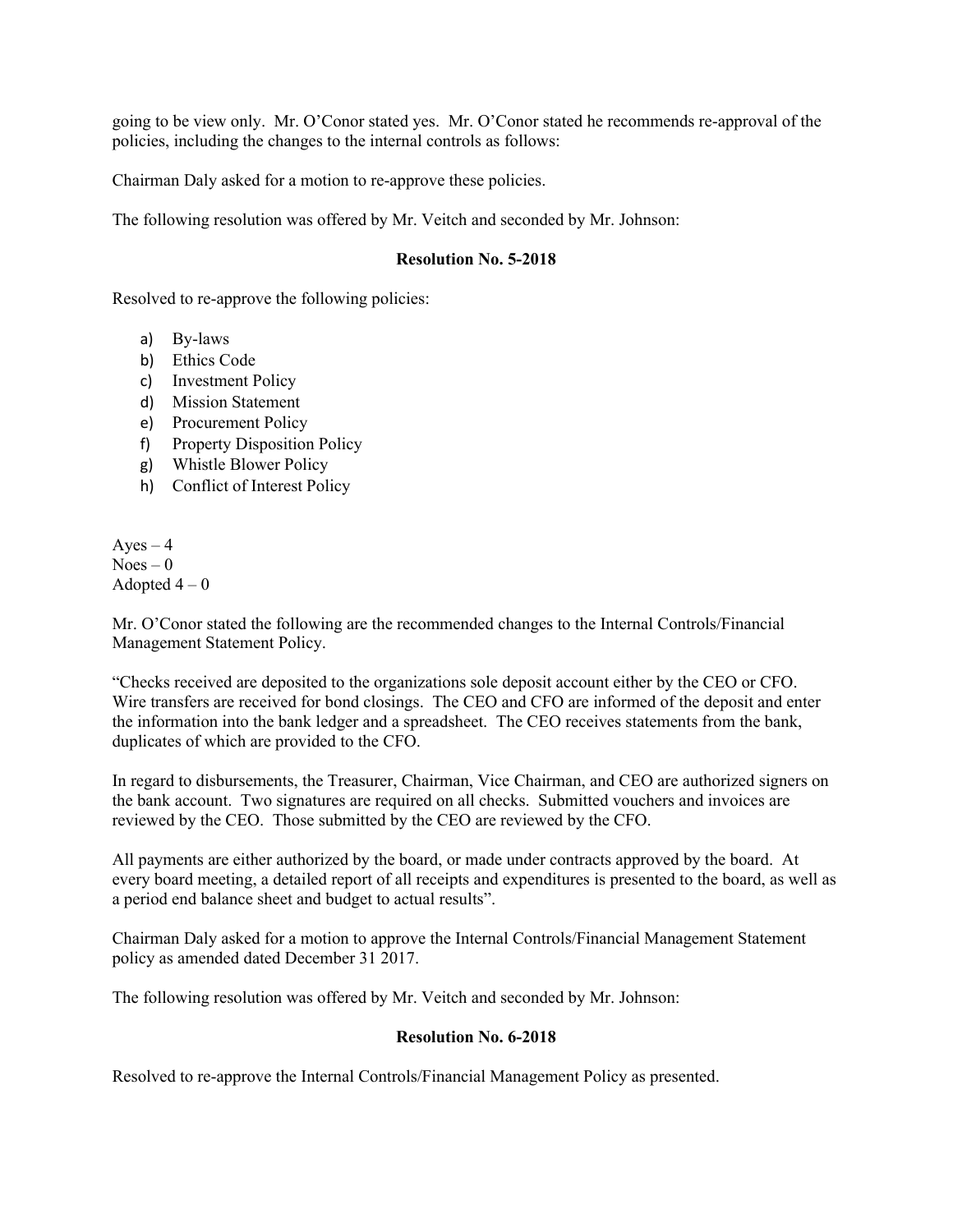going to be view only. Mr. O'Conor stated yes. Mr. O'Conor stated he recommends re-approval of the policies, including the changes to the internal controls as follows:

Chairman Daly asked for a motion to re-approve these policies.

The following resolution was offered by Mr. Veitch and seconded by Mr. Johnson:

**Resolution No. 5-2018**

Resolved to re-approve the following policies:

a) By-laws
b) Ethics Code
c) Investment Policy
d) Mission Statement
e) Procurement Policy
f) Property Disposition Policy
g) Whistle Blower Policy
h) Conflict of Interest Policy

Ayes – 4
Noes – 0
Adopted 4 – 0

Mr. O'Conor stated the following are the recommended changes to the Internal Controls/Financial Management Statement Policy.

"Checks received are deposited to the organizations sole deposit account either by the CEO or CFO. Wire transfers are received for bond closings. The CEO and CFO are informed of the deposit and enter the information into the bank ledger and a spreadsheet. The CEO receives statements from the bank, duplicates of which are provided to the CFO.

In regard to disbursements, the Treasurer, Chairman, Vice Chairman, and CEO are authorized signers on the bank account. Two signatures are required on all checks. Submitted vouchers and invoices are reviewed by the CEO. Those submitted by the CEO are reviewed by the CFO.

All payments are either authorized by the board, or made under contracts approved by the board. At every board meeting, a detailed report of all receipts and expenditures is presented to the board, as well as a period end balance sheet and budget to actual results".

Chairman Daly asked for a motion to approve the Internal Controls/Financial Management Statement policy as amended dated December 31 2017.

The following resolution was offered by Mr. Veitch and seconded by Mr. Johnson:

**Resolution No. 6-2018**

Resolved to re-approve the Internal Controls/Financial Management Policy as presented.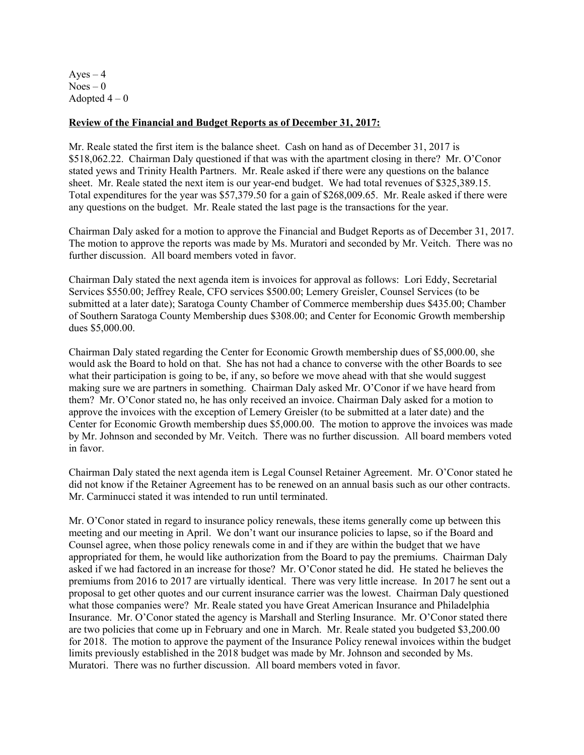Ayes – 4
Noes – 0
Adopted 4 – 0

**Review of the Financial and Budget Reports as of December 31, 2017:**

Mr. Reale stated the first item is the balance sheet. Cash on hand as of December 31, 2017 is $518,062.22. Chairman Daly questioned if that was with the apartment closing in there? Mr. O'Conor stated yews and Trinity Health Partners. Mr. Reale asked if there were any questions on the balance sheet. Mr. Reale stated the next item is our year-end budget. We had total revenues of $325,389.15. Total expenditures for the year was $57,379.50 for a gain of $268,009.65. Mr. Reale asked if there were any questions on the budget. Mr. Reale stated the last page is the transactions for the year.

Chairman Daly asked for a motion to approve the Financial and Budget Reports as of December 31, 2017. The motion to approve the reports was made by Ms. Muratori and seconded by Mr. Veitch. There was no further discussion. All board members voted in favor.

Chairman Daly stated the next agenda item is invoices for approval as follows: Lori Eddy, Secretarial Services $550.00; Jeffrey Reale, CFO services $500.00; Lemery Greisler, Counsel Services (to be submitted at a later date); Saratoga County Chamber of Commerce membership dues $435.00; Chamber of Southern Saratoga County Membership dues $308.00; and Center for Economic Growth membership dues $5,000.00.

Chairman Daly stated regarding the Center for Economic Growth membership dues of $5,000.00, she would ask the Board to hold on that. She has not had a chance to converse with the other Boards to see what their participation is going to be, if any, so before we move ahead with that she would suggest making sure we are partners in something. Chairman Daly asked Mr. O'Conor if we have heard from them? Mr. O'Conor stated no, he has only received an invoice. Chairman Daly asked for a motion to approve the invoices with the exception of Lemery Greisler (to be submitted at a later date) and the Center for Economic Growth membership dues $5,000.00. The motion to approve the invoices was made by Mr. Johnson and seconded by Mr. Veitch. There was no further discussion. All board members voted in favor.

Chairman Daly stated the next agenda item is Legal Counsel Retainer Agreement. Mr. O'Conor stated he did not know if the Retainer Agreement has to be renewed on an annual basis such as our other contracts. Mr. Carminucci stated it was intended to run until terminated.

Mr. O'Conor stated in regard to insurance policy renewals, these items generally come up between this meeting and our meeting in April. We don't want our insurance policies to lapse, so if the Board and Counsel agree, when those policy renewals come in and if they are within the budget that we have appropriated for them, he would like authorization from the Board to pay the premiums. Chairman Daly asked if we had factored in an increase for those? Mr. O'Conor stated he did. He stated he believes the premiums from 2016 to 2017 are virtually identical. There was very little increase. In 2017 he sent out a proposal to get other quotes and our current insurance carrier was the lowest. Chairman Daly questioned what those companies were? Mr. Reale stated you have Great American Insurance and Philadelphia Insurance. Mr. O'Conor stated the agency is Marshall and Sterling Insurance. Mr. O'Conor stated there are two policies that come up in February and one in March. Mr. Reale stated you budgeted $3,200.00 for 2018. The motion to approve the payment of the Insurance Policy renewal invoices within the budget limits previously established in the 2018 budget was made by Mr. Johnson and seconded by Ms. Muratori. There was no further discussion. All board members voted in favor.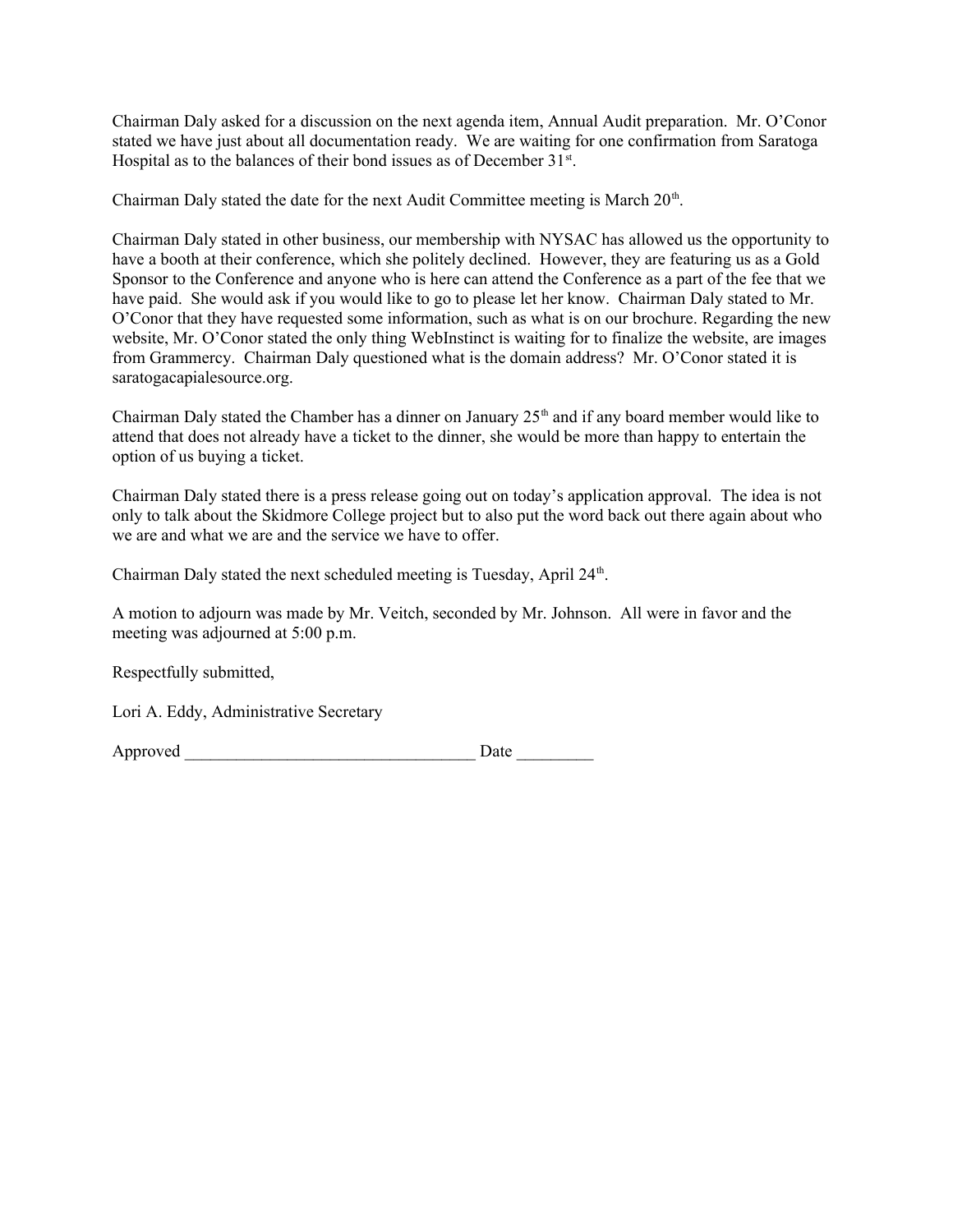Chairman Daly asked for a discussion on the next agenda item, Annual Audit preparation. Mr. O'Conor stated we have just about all documentation ready. We are waiting for one confirmation from Saratoga Hospital as to the balances of their bond issues as of December 31st.

Chairman Daly stated the date for the next Audit Committee meeting is March 20th.

Chairman Daly stated in other business, our membership with NYSAC has allowed us the opportunity to have a booth at their conference, which she politely declined. However, they are featuring us as a Gold Sponsor to the Conference and anyone who is here can attend the Conference as a part of the fee that we have paid. She would ask if you would like to go to please let her know. Chairman Daly stated to Mr. O'Conor that they have requested some information, such as what is on our brochure. Regarding the new website, Mr. O'Conor stated the only thing WebInstinct is waiting for to finalize the website, are images from Grammercy. Chairman Daly questioned what is the domain address? Mr. O'Conor stated it is saratogacapialesource.org.

Chairman Daly stated the Chamber has a dinner on January 25th and if any board member would like to attend that does not already have a ticket to the dinner, she would be more than happy to entertain the option of us buying a ticket.

Chairman Daly stated there is a press release going out on today's application approval. The idea is not only to talk about the Skidmore College project but to also put the word back out there again about who we are and what we are and the service we have to offer.

Chairman Daly stated the next scheduled meeting is Tuesday, April 24th.

A motion to adjourn was made by Mr. Veitch, seconded by Mr. Johnson. All were in favor and the meeting was adjourned at 5:00 p.m.

Respectfully submitted,

Lori A. Eddy, Administrative Secretary

Approved __________________________________ Date _________